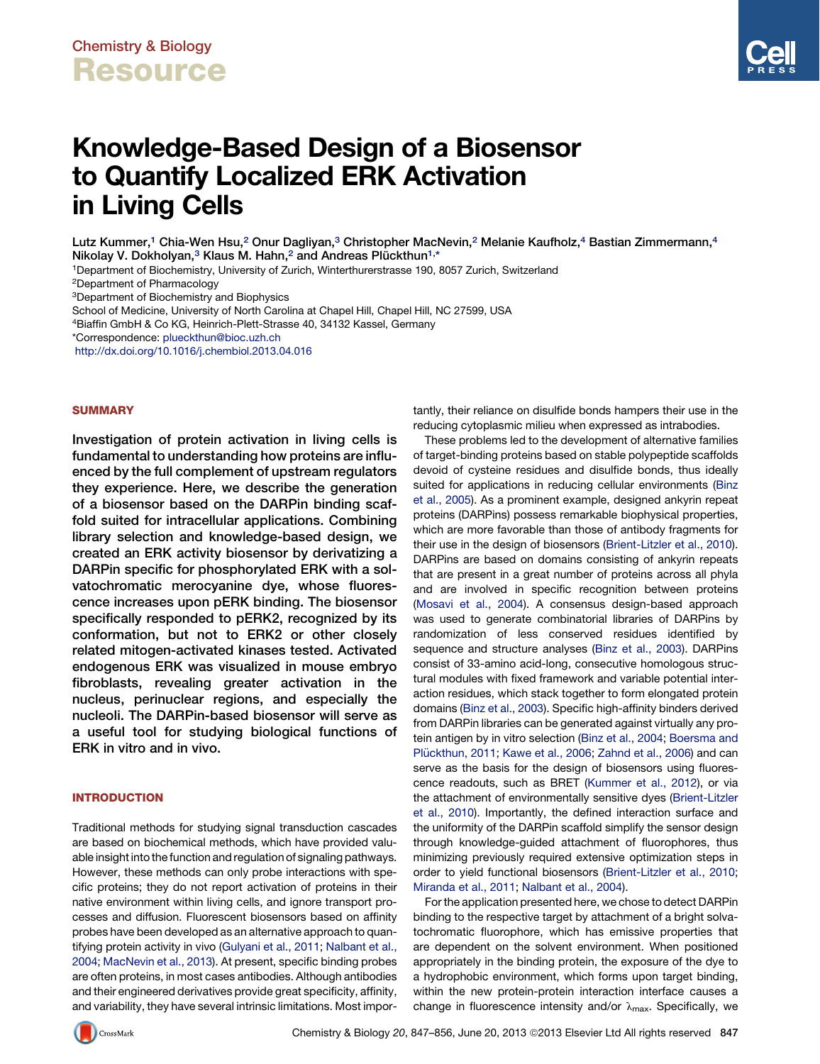Chemistry & Biology

Resource

# Knowledge-Based Design of a Biosensor to Quantify Localized ERK Activation in Living Cells

Lutz Kummer,[1] Chia-Wen Hsu,[2] Onur Dagliyan,[3] Christopher MacNevin,[2] Melanie Kaufholz,[4] Bastian Zimmermann,[4] Nikolay V. Dokholyan,[3] Klaus M. Hahn,[2] and Andreas Plückthun[1,*]

[1]Department of Biochemistry, University of Zurich, Winterthurerstrasse 190, 8057 Zurich, Switzerland
[2]Department of Pharmacology
[3]Department of Biochemistry and Biophysics
School of Medicine, University of North Carolina at Chapel Hill, Chapel Hill, NC 27599, USA
[4]Biaffin GmbH & Co KG, Heinrich-Plett-Strasse 40, 34132 Kassel, Germany
*Correspondence: plueckthun@bioc.uzh.ch
http://dx.doi.org/10.1016/j.chembiol.2013.04.016

## SUMMARY

**Investigation of protein activation in living cells is fundamental to understanding how proteins are influenced by the full complement of upstream regulators they experience. Here, we describe the generation of a biosensor based on the DARPin binding scaffold suited for intracellular applications. Combining library selection and knowledge-based design, we created an ERK activity biosensor by derivatizing a DARPin specific for phosphorylated ERK with a solvatochromatic merocyanine dye, whose fluorescence increases upon pERK binding. The biosensor specifically responded to pERK2, recognized by its conformation, but not to ERK2 or other closely related mitogen-activated kinases tested. Activated endogenous ERK was visualized in mouse embryo fibroblasts, revealing greater activation in the nucleus, perinuclear regions, and especially the nucleoli. The DARPin-based biosensor will serve as a useful tool for studying biological functions of ERK in vitro and in vivo.**

## INTRODUCTION

Traditional methods for studying signal transduction cascades are based on biochemical methods, which have provided valuable insight into the function and regulation of signaling pathways. However, these methods can only probe interactions with specific proteins; they do not report activation of proteins in their native environment within living cells, and ignore transport processes and diffusion. Fluorescent biosensors based on affinity probes have been developed as an alternative approach to quantifying protein activity in vivo (Gulyani et al., 2011; Nalbant et al., 2004; MacNevin et al., 2013). At present, specific binding probes are often proteins, in most cases antibodies. Although antibodies and their engineered derivatives provide great specificity, affinity, and variability, they have several intrinsic limitations. Most importantly, their reliance on disulfide bonds hampers their use in the reducing cytoplasmic milieu when expressed as intrabodies.

These problems led to the development of alternative families of target-binding proteins based on stable polypeptide scaffolds devoid of cysteine residues and disulfide bonds, thus ideally suited for applications in reducing cellular environments (Binz et al., 2005). As a prominent example, designed ankyrin repeat proteins (DARPins) possess remarkable biophysical properties, which are more favorable than those of antibody fragments for their use in the design of biosensors (Brient-Litzler et al., 2010). DARPins are based on domains consisting of ankyrin repeats that are present in a great number of proteins across all phyla and are involved in specific recognition between proteins (Mosavi et al., 2004). A consensus design-based approach was used to generate combinatorial libraries of DARPins by randomization of less conserved residues identified by sequence and structure analyses (Binz et al., 2003). DARPins consist of 33-amino acid-long, consecutive homologous structural modules with fixed framework and variable potential interaction residues, which stack together to form elongated protein domains (Binz et al., 2003). Specific high-affinity binders derived from DARPin libraries can be generated against virtually any protein antigen by in vitro selection (Binz et al., 2004; Boersma and Plückthun, 2011; Kawe et al., 2006; Zahnd et al., 2006) and can serve as the basis for the design of biosensors using fluorescence readouts, such as BRET (Kummer et al., 2012), or via the attachment of environmentally sensitive dyes (Brient-Litzler et al., 2010). Importantly, the defined interaction surface and the uniformity of the DARPin scaffold simplify the sensor design through knowledge-guided attachment of fluorophores, thus minimizing previously required extensive optimization steps in order to yield functional biosensors (Brient-Litzler et al., 2010; Miranda et al., 2011; Nalbant et al., 2004).

For the application presented here, we chose to detect DARPin binding to the respective target by attachment of a bright solvatochromatic fluorophore, which has emissive properties that are dependent on the solvent environment. When positioned appropriately in the binding protein, the exposure of the dye to a hydrophobic environment, which forms upon target binding, within the new protein-protein interaction interface causes a change in fluorescence intensity and/or $\lambda_{max}$. Specifically, we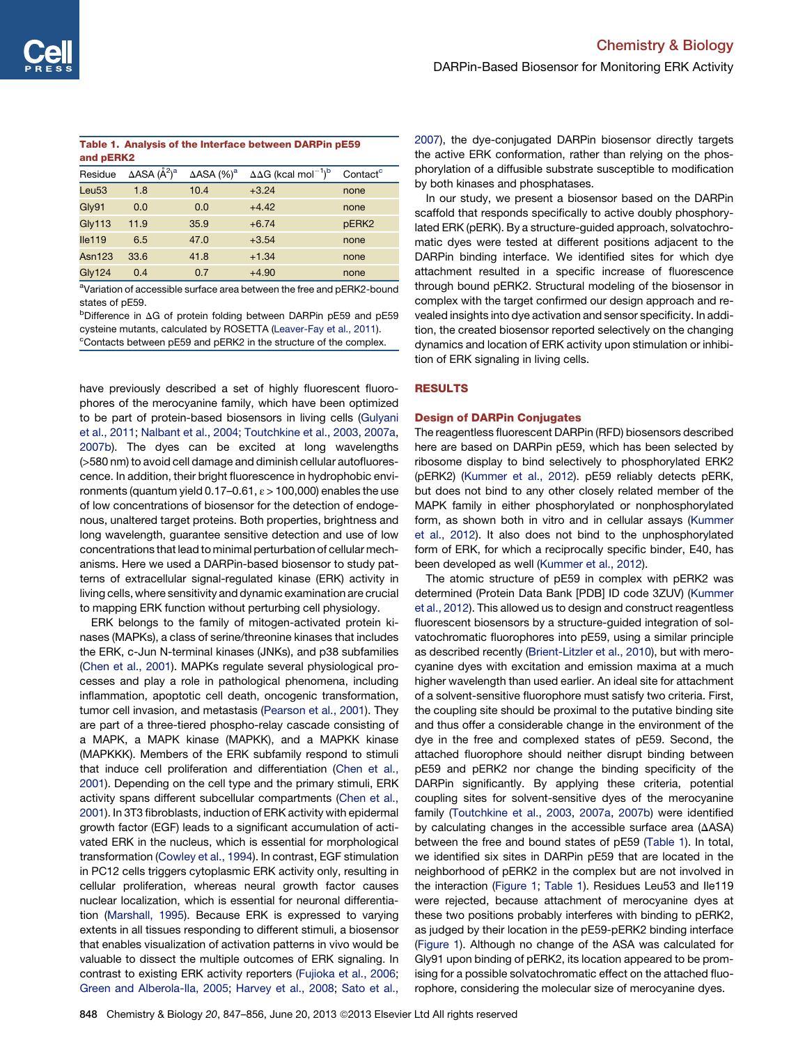**Table 1. Analysis of the Interface between DARPin pE59 and pERK2**

| Residue | ΔASA ($Å^2$)[a] | ΔASA (%)[a] | ΔΔG (kcal $mol^{-1}$)[b] | Contact[c] |
|---|---|---|---|---|
| Leu53 | 1.8 | 10.4 | +3.24 | none |
| Gly91 | 0.0 | 0.0 | +4.42 | none |
| Gly113 | 11.9 | 35.9 | +6.74 | pERK2 |
| Ile119 | 6.5 | 47.0 | +3.54 | none |
| Asn123 | 33.6 | 41.8 | +1.34 | none |
| Gly124 | 0.4 | 0.7 | +4.90 | none |

[a]Variation of accessible surface area between the free and pERK2-bound states of pE59.
[b]Difference in ΔG of protein folding between DARPin pE59 and pE59 cysteine mutants, calculated by ROSETTA (Leaver-Fay et al., 2011).
[c]Contacts between pE59 and pERK2 in the structure of the complex.

have previously described a set of highly fluorescent fluorophores of the merocyanine family, which have been optimized to be part of protein-based biosensors in living cells (Gulyani et al., 2011; Nalbant et al., 2004; Toutchkine et al., 2003, 2007a, 2007b). The dyes can be excited at long wavelengths (>580 nm) to avoid cell damage and diminish cellular autofluorescence. In addition, their bright fluorescence in hydrophobic environments (quantum yield 0.17–0.61, $\varepsilon > 100{,}000$) enables the use of low concentrations of biosensor for the detection of endogenous, unaltered target proteins. Both properties, brightness and long wavelength, guarantee sensitive detection and use of low concentrations that lead to minimal perturbation of cellular mechanisms. Here we used a DARPin-based biosensor to study patterns of extracellular signal-regulated kinase (ERK) activity in living cells, where sensitivity and dynamic examination are crucial to mapping ERK function without perturbing cell physiology.

ERK belongs to the family of mitogen-activated protein kinases (MAPKs), a class of serine/threonine kinases that includes the ERK, c-Jun N-terminal kinases (JNKs), and p38 subfamilies (Chen et al., 2001). MAPKs regulate several physiological processes and play a role in pathological phenomena, including inflammation, apoptotic cell death, oncogenic transformation, tumor cell invasion, and metastasis (Pearson et al., 2001). They are part of a three-tiered phospho-relay cascade consisting of a MAPK, a MAPK kinase (MAPKK), and a MAPKK kinase (MAPKKK). Members of the ERK subfamily respond to stimuli that induce cell proliferation and differentiation (Chen et al., 2001). Depending on the cell type and the primary stimuli, ERK activity spans different subcellular compartments (Chen et al., 2001). In 3T3 fibroblasts, induction of ERK activity with epidermal growth factor (EGF) leads to a significant accumulation of activated ERK in the nucleus, which is essential for morphological transformation (Cowley et al., 1994). In contrast, EGF stimulation in PC12 cells triggers cytoplasmic ERK activity only, resulting in cellular proliferation, whereas neural growth factor causes nuclear localization, which is essential for neuronal differentiation (Marshall, 1995). Because ERK is expressed to varying extents in all tissues responding to different stimuli, a biosensor that enables visualization of activation patterns in vivo would be valuable to dissect the multiple outcomes of ERK signaling. In contrast to existing ERK activity reporters (Fujioka et al., 2006; Green and Alberola-Ila, 2005; Harvey et al., 2008; Sato et al., 2007), the dye-conjugated DARPin biosensor directly targets the active ERK conformation, rather than relying on the phosphorylation of a diffusible substrate susceptible to modification by both kinases and phosphatases.

In our study, we present a biosensor based on the DARPin scaffold that responds specifically to active doubly phosphorylated ERK (pERK). By a structure-guided approach, solvatochromatic dyes were tested at different positions adjacent to the DARPin binding interface. We identified sites for which dye attachment resulted in a specific increase of fluorescence through bound pERK2. Structural modeling of the biosensor in complex with the target confirmed our design approach and revealed insights into dye activation and sensor specificity. In addition, the created biosensor reported selectively on the changing dynamics and location of ERK activity upon stimulation or inhibition of ERK signaling in living cells.

## RESULTS

### Design of DARPin Conjugates

The reagentless fluorescent DARPin (RFD) biosensors described here are based on DARPin pE59, which has been selected by ribosome display to bind selectively to phosphorylated ERK2 (pERK2) (Kummer et al., 2012). pE59 reliably detects pERK, but does not bind to any other closely related member of the MAPK family in either phosphorylated or nonphosphorylated form, as shown both in vitro and in cellular assays (Kummer et al., 2012). It also does not bind to the unphosphorylated form of ERK, for which a reciprocally specific binder, E40, has been developed as well (Kummer et al., 2012).

The atomic structure of pE59 in complex with pERK2 was determined (Protein Data Bank [PDB] ID code 3ZUV) (Kummer et al., 2012). This allowed us to design and construct reagentless fluorescent biosensors by a structure-guided integration of solvatochromatic fluorophores into pE59, using a similar principle as described recently (Brient-Litzler et al., 2010), but with merocyanine dyes with excitation and emission maxima at a much higher wavelength than used earlier. An ideal site for attachment of a solvent-sensitive fluorophore must satisfy two criteria. First, the coupling site should be proximal to the putative binding site and thus offer a considerable change in the environment of the dye in the free and complexed states of pE59. Second, the attached fluorophore should neither disrupt binding between pE59 and pERK2 nor change the binding specificity of the DARPin significantly. By applying these criteria, potential coupling sites for solvent-sensitive dyes of the merocyanine family (Toutchkine et al., 2003, 2007a, 2007b) were identified by calculating changes in the accessible surface area (ΔASA) between the free and bound states of pE59 (Table 1). In total, we identified six sites in DARPin pE59 that are located in the neighborhood of pERK2 in the complex but are not involved in the interaction (Figure 1; Table 1). Residues Leu53 and Ile119 were rejected, because attachment of merocyanine dyes at these two positions probably interferes with binding to pERK2, as judged by their location in the pE59-pERK2 binding interface (Figure 1). Although no change of the ASA was calculated for Gly91 upon binding of pERK2, its location appeared to be promising for a possible solvatochromatic effect on the attached fluorophore, considering the molecular size of merocyanine dyes.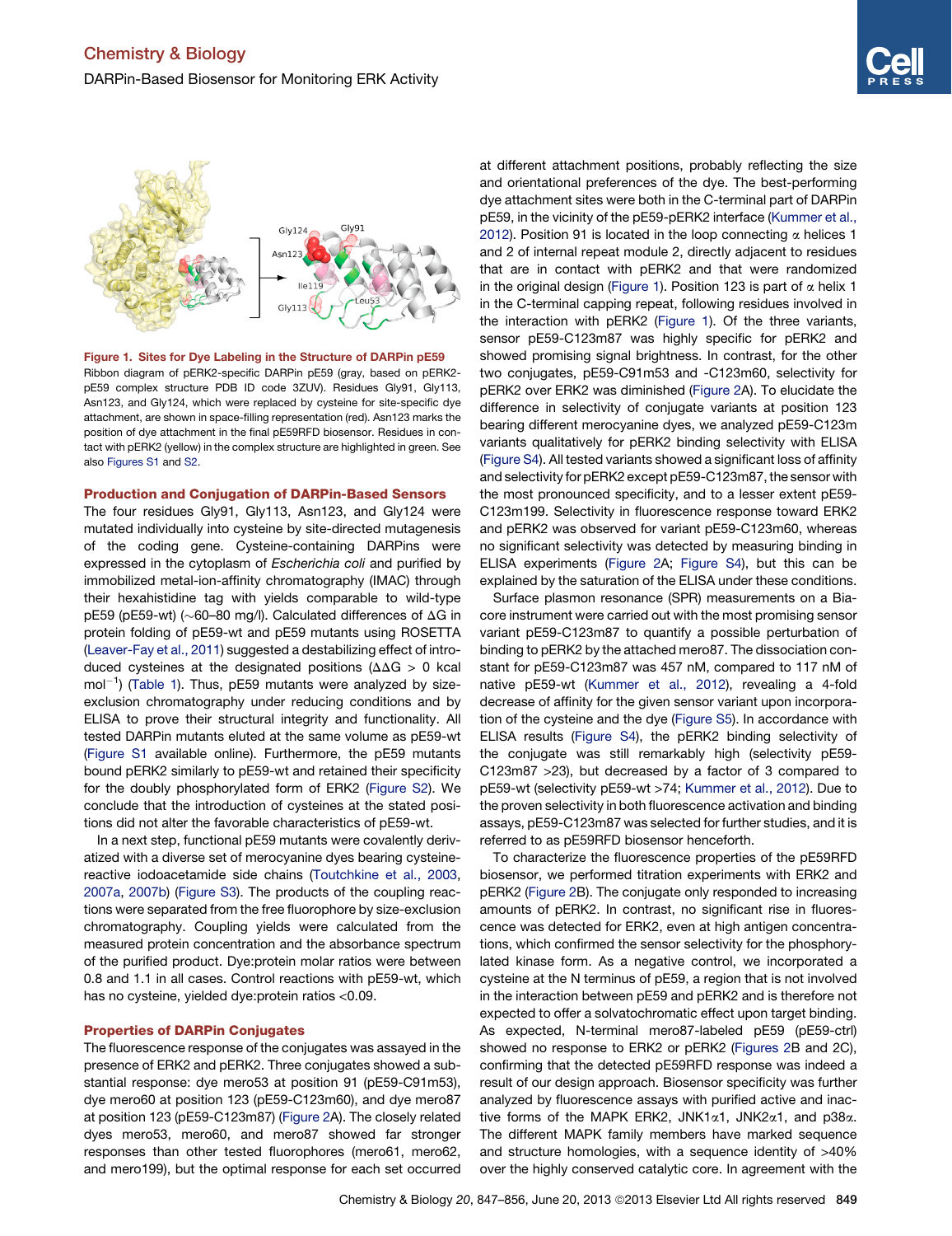**Figure 1. Sites for Dye Labeling in the Structure of DARPin pE59**

Ribbon diagram of pERK2-specific DARPin pE59 (gray, based on pERK2-pE59 complex structure PDB ID code 3ZUV). Residues Gly91, Gly113, Asn123, and Gly124, which were replaced by cysteine for site-specific dye attachment, are shown in space-filling representation (red). Asn123 marks the position of dye attachment in the final pE59RFD biosensor. Residues in contact with pERK2 (yellow) in the complex structure are highlighted in green. See also Figures S1 and S2.

### Production and Conjugation of DARPin-Based Sensors

The four residues Gly91, Gly113, Asn123, and Gly124 were mutated individually into cysteine by site-directed mutagenesis of the coding gene. Cysteine-containing DARPins were expressed in the cytoplasm of *Escherichia coli* and purified by immobilized metal-ion-affinity chromatography (IMAC) through their hexahistidine tag with yields comparable to wild-type pE59 (pE59-wt) (~60–80 mg/l). Calculated differences of ΔG in protein folding of pE59-wt and pE59 mutants using ROSETTA (Leaver-Fay et al., 2011) suggested a destabilizing effect of introduced cysteines at the designated positions (ΔΔG > 0 kcal mol$^{-1}$) (Table 1). Thus, pE59 mutants were analyzed by size-exclusion chromatography under reducing conditions and by ELISA to prove their structural integrity and functionality. All tested DARPin mutants eluted at the same volume as pE59-wt (Figure S1 available online). Furthermore, the pE59 mutants bound pERK2 similarly to pE59-wt and retained their specificity for the doubly phosphorylated form of ERK2 (Figure S2). We conclude that the introduction of cysteines at the stated positions did not alter the favorable characteristics of pE59-wt.

In a next step, functional pE59 mutants were covalently derivatized with a diverse set of merocyanine dyes bearing cysteine-reactive iodoacetamide side chains (Toutchkine et al., 2003, 2007a, 2007b) (Figure S3). The products of the coupling reactions were separated from the free fluorophore by size-exclusion chromatography. Coupling yields were calculated from the measured protein concentration and the absorbance spectrum of the purified product. Dye:protein molar ratios were between 0.8 and 1.1 in all cases. Control reactions with pE59-wt, which has no cysteine, yielded dye:protein ratios <0.09.

### Properties of DARPin Conjugates

The fluorescence response of the conjugates was assayed in the presence of ERK2 and pERK2. Three conjugates showed a substantial response: dye mero53 at position 91 (pE59-C91m53), dye mero60 at position 123 (pE59-C123m60), and dye mero87 at position 123 (pE59-C123m87) (Figure 2A). The closely related dyes mero53, mero60, and mero87 showed far stronger responses than other tested fluorophores (mero61, mero62, and mero199), but the optimal response for each set occurred at different attachment positions, probably reflecting the size and orientational preferences of the dye. The best-performing dye attachment sites were both in the C-terminal part of DARPin pE59, in the vicinity of the pE59-pERK2 interface (Kummer et al., 2012). Position 91 is located in the loop connecting α helices 1 and 2 of internal repeat module 2, directly adjacent to residues that are in contact with pERK2 and that were randomized in the original design (Figure 1). Position 123 is part of α helix 1 in the C-terminal capping repeat, following residues involved in the interaction with pERK2 (Figure 1). Of the three variants, sensor pE59-C123m87 was highly specific for pERK2 and showed promising signal brightness. In contrast, for the other two conjugates, pE59-C91m53 and -C123m60, selectivity for pERK2 over ERK2 was diminished (Figure 2A). To elucidate the difference in selectivity of conjugate variants at position 123 bearing different merocyanine dyes, we analyzed pE59-C123m variants qualitatively for pERK2 binding selectivity with ELISA (Figure S4). All tested variants showed a significant loss of affinity and selectivity for pERK2 except pE59-C123m87, the sensor with the most pronounced specificity, and to a lesser extent pE59-C123m199. Selectivity in fluorescence response toward ERK2 and pERK2 was observed for variant pE59-C123m60, whereas no significant selectivity was detected by measuring binding in ELISA experiments (Figure 2A; Figure S4), but this can be explained by the saturation of the ELISA under these conditions.

Surface plasmon resonance (SPR) measurements on a Biacore instrument were carried out with the most promising sensor variant pE59-C123m87 to quantify a possible perturbation of binding to pERK2 by the attached mero87. The dissociation constant for pE59-C123m87 was 457 nM, compared to 117 nM of native pE59-wt (Kummer et al., 2012), revealing a 4-fold decrease of affinity for the given sensor variant upon incorporation of the cysteine and the dye (Figure S5). In accordance with ELISA results (Figure S4), the pERK2 binding selectivity of the conjugate was still remarkably high (selectivity pE59-C123m87 >23), but decreased by a factor of 3 compared to pE59-wt (selectivity pE59-wt >74; Kummer et al., 2012). Due to the proven selectivity in both fluorescence activation and binding assays, pE59-C123m87 was selected for further studies, and it is referred to as pE59RFD biosensor henceforth.

To characterize the fluorescence properties of the pE59RFD biosensor, we performed titration experiments with ERK2 and pERK2 (Figure 2B). The conjugate only responded to increasing amounts of pERK2. In contrast, no significant rise in fluorescence was detected for ERK2, even at high antigen concentrations, which confirmed the sensor selectivity for the phosphorylated kinase form. As a negative control, we incorporated a cysteine at the N terminus of pE59, a region that is not involved in the interaction between pE59 and pERK2 and is therefore not expected to offer a solvatochromatic effect upon target binding. As expected, N-terminal mero87-labeled pE59 (pE59-ctrl) showed no response to ERK2 or pERK2 (Figures 2B and 2C), confirming that the detected pE59RFD response was indeed a result of our design approach. Biosensor specificity was further analyzed by fluorescence assays with purified active and inactive forms of the MAPK ERK2, JNK1α1, JNK2α1, and p38α. The different MAPK family members have marked sequence and structure homologies, with a sequence identity of >40% over the highly conserved catalytic core. In agreement with the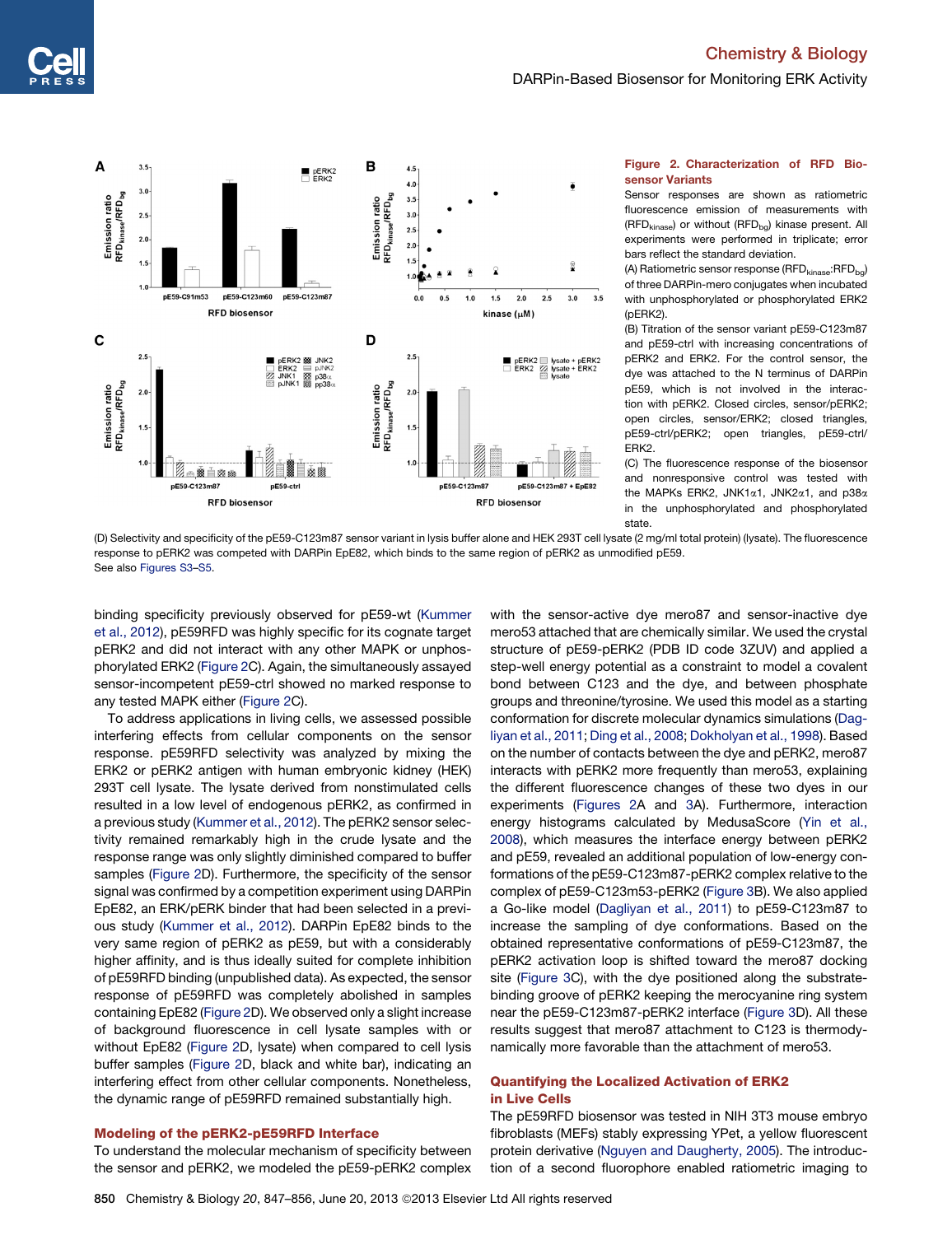**Figure 2. Characterization of RFD Biosensor Variants**

Sensor responses are shown as ratiometric fluorescence emission of measurements with ($RFD_{kinase}$) or without ($RFD_{bg}$) kinase present. All experiments were performed in triplicate; error bars reflect the standard deviation.

(A) Ratiometric sensor response ($RFD_{kinase}$:$RFD_{bg}$) of three DARPin-mero conjugates when incubated with unphosphorylated or phosphorylated ERK2 (pERK2).

(B) Titration of the sensor variant pE59-C123m87 and pE59-ctrl with increasing concentrations of pERK2 and ERK2. For the control sensor, the dye was attached to the N terminus of DARPin pE59, which is not involved in the interaction with pERK2. Closed circles, sensor/pERK2; open circles, sensor/ERK2; closed triangles, pE59-ctrl/pERK2; open triangles, pE59-ctrl/ERK2.

(C) The fluorescence response of the biosensor and nonresponsive control was tested with the MAPKs ERK2, JNK1α1, JNK2α1, and p38α in the unphosphorylated and phosphorylated state.

(D) Selectivity and specificity of the pE59-C123m87 sensor variant in lysis buffer alone and HEK 293T cell lysate (2 mg/ml total protein) (lysate). The fluorescence response to pERK2 was competed with DARPin EpE82, which binds to the same region of pERK2 as unmodified pE59.

See also Figures S3–S5.

binding specificity previously observed for pE59-wt (Kummer et al., 2012), pE59RFD was highly specific for its cognate target pERK2 and did not interact with any other MAPK or unphosphorylated ERK2 (Figure 2C). Again, the simultaneously assayed sensor-incompetent pE59-ctrl showed no marked response to any tested MAPK either (Figure 2C).

To address applications in living cells, we assessed possible interfering effects from cellular components on the sensor response. pE59RFD selectivity was analyzed by mixing the ERK2 or pERK2 antigen with human embryonic kidney (HEK) 293T cell lysate. The lysate derived from nonstimulated cells resulted in a low level of endogenous pERK2, as confirmed in a previous study (Kummer et al., 2012). The pERK2 sensor selectivity remained remarkably high in the crude lysate and the response range was only slightly diminished compared to buffer samples (Figure 2D). Furthermore, the specificity of the sensor signal was confirmed by a competition experiment using DARPin EpE82, an ERK/pERK binder that had been selected in a previous study (Kummer et al., 2012). DARPin EpE82 binds to the very same region of pERK2 as pE59, but with a considerably higher affinity, and is thus ideally suited for complete inhibition of pE59RFD binding (unpublished data). As expected, the sensor response of pE59RFD was completely abolished in samples containing EpE82 (Figure 2D). We observed only a slight increase of background fluorescence in cell lysate samples with or without EpE82 (Figure 2D, lysate) when compared to cell lysis buffer samples (Figure 2D, black and white bar), indicating an interfering effect from other cellular components. Nonetheless, the dynamic range of pE59RFD remained substantially high.

## Modeling of the pERK2-pE59RFD Interface

To understand the molecular mechanism of specificity between the sensor and pERK2, we modeled the pE59-pERK2 complex with the sensor-active dye mero87 and sensor-inactive dye mero53 attached that are chemically similar. We used the crystal structure of pE59-pERK2 (PDB ID code 3ZUV) and applied a step-well energy potential as a constraint to model a covalent bond between C123 and the dye, and between phosphate groups and threonine/tyrosine. We used this model as a starting conformation for discrete molecular dynamics simulations (Dagliyan et al., 2011; Ding et al., 2008; Dokholyan et al., 1998). Based on the number of contacts between the dye and pERK2, mero87 interacts with pERK2 more frequently than mero53, explaining the different fluorescence changes of these two dyes in our experiments (Figures 2A and 3A). Furthermore, interaction energy histograms calculated by MedusaScore (Yin et al., 2008), which measures the interface energy between pERK2 and pE59, revealed an additional population of low-energy conformations of the pE59-C123m87-pERK2 complex relative to the complex of pE59-C123m53-pERK2 (Figure 3B). We also applied a Go-like model (Dagliyan et al., 2011) to pE59-C123m87 to increase the sampling of dye conformations. Based on the obtained representative conformations of pE59-C123m87, the pERK2 activation loop is shifted toward the mero87 docking site (Figure 3C), with the dye positioned along the substrate-binding groove of pERK2 keeping the merocyanine ring system near the pE59-C123m87-pERK2 interface (Figure 3D). All these results suggest that mero87 attachment to C123 is thermodynamically more favorable than the attachment of mero53.

## Quantifying the Localized Activation of ERK2 in Live Cells

The pE59RFD biosensor was tested in NIH 3T3 mouse embryo fibroblasts (MEFs) stably expressing YPet, a yellow fluorescent protein derivative (Nguyen and Daugherty, 2005). The introduction of a second fluorophore enabled ratiometric imaging to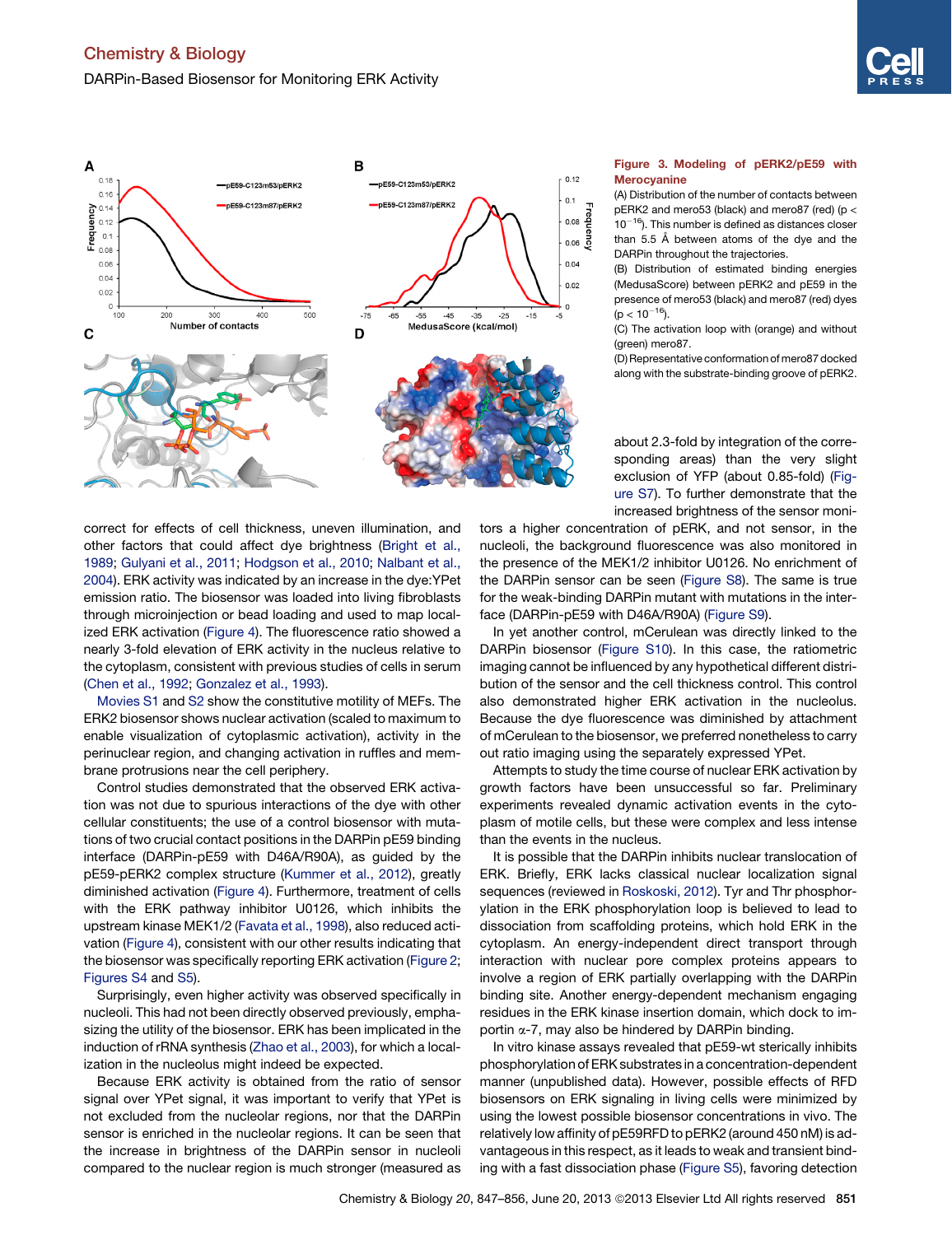**Figure 3. Modeling of pERK2/pE59 with Merocyanine**

(A) Distribution of the number of contacts between pERK2 and mero53 (black) and mero87 (red) ($p < 10^{-16}$). This number is defined as distances closer than 5.5 Å between atoms of the dye and the DARPin throughout the trajectories.

(B) Distribution of estimated binding energies (MedusaScore) between pERK2 and pE59 in the presence of mero53 (black) and mero87 (red) dyes ($p < 10^{-16}$).

(C) The activation loop with (orange) and without (green) mero87.

(D) Representative conformation of mero87 docked along with the substrate-binding groove of pERK2.

correct for effects of cell thickness, uneven illumination, and other factors that could affect dye brightness (Bright et al., 1989; Gulyani et al., 2011; Hodgson et al., 2010; Nalbant et al., 2004). ERK activity was indicated by an increase in the dye:YPet emission ratio. The biosensor was loaded into living fibroblasts through microinjection or bead loading and used to map localized ERK activation (Figure 4). The fluorescence ratio showed a nearly 3-fold elevation of ERK activity in the nucleus relative to the cytoplasm, consistent with previous studies of cells in serum (Chen et al., 1992; Gonzalez et al., 1993).

Movies S1 and S2 show the constitutive motility of MEFs. The ERK2 biosensor shows nuclear activation (scaled to maximum to enable visualization of cytoplasmic activation), activity in the perinuclear region, and changing activation in ruffles and membrane protrusions near the cell periphery.

Control studies demonstrated that the observed ERK activation was not due to spurious interactions of the dye with other cellular constituents; the use of a control biosensor with mutations of two crucial contact positions in the DARPin pE59 binding interface (DARPin-pE59 with D46A/R90A), as guided by the pE59-pERK2 complex structure (Kummer et al., 2012), greatly diminished activation (Figure 4). Furthermore, treatment of cells with the ERK pathway inhibitor U0126, which inhibits the upstream kinase MEK1/2 (Favata et al., 1998), also reduced activation (Figure 4), consistent with our other results indicating that the biosensor was specifically reporting ERK activation (Figure 2; Figures S4 and S5).

Surprisingly, even higher activity was observed specifically in nucleoli. This had not been directly observed previously, emphasizing the utility of the biosensor. ERK has been implicated in the induction of rRNA synthesis (Zhao et al., 2003), for which a localization in the nucleolus might indeed be expected.

Because ERK activity is obtained from the ratio of sensor signal over YPet signal, it was important to verify that YPet is not excluded from the nucleolar regions, nor that the DARPin sensor is enriched in the nucleolar regions. It can be seen that the increase in brightness of the DARPin sensor in nucleoli compared to the nuclear region is much stronger (measured as about 2.3-fold by integration of the corresponding areas) than the very slight exclusion of YFP (about 0.85-fold) (Figure S7). To further demonstrate that the increased brightness of the sensor monitors a higher concentration of pERK, and not sensor, in the nucleoli, the background fluorescence was also monitored in the presence of the MEK1/2 inhibitor U0126. No enrichment of the DARPin sensor can be seen (Figure S8). The same is true for the weak-binding DARPin mutant with mutations in the interface (DARPin-pE59 with D46A/R90A) (Figure S9).

In yet another control, mCerulean was directly linked to the DARPin biosensor (Figure S10). In this case, the ratiometric imaging cannot be influenced by any hypothetical different distribution of the sensor and the cell thickness control. This control also demonstrated higher ERK activation in the nucleolus. Because the dye fluorescence was diminished by attachment of mCerulean to the biosensor, we preferred nonetheless to carry out ratio imaging using the separately expressed YPet.

Attempts to study the time course of nuclear ERK activation by growth factors have been unsuccessful so far. Preliminary experiments revealed dynamic activation events in the cytoplasm of motile cells, but these were complex and less intense than the events in the nucleus.

It is possible that the DARPin inhibits nuclear translocation of ERK. Briefly, ERK lacks classical nuclear localization signal sequences (reviewed in Roskoski, 2012). Tyr and Thr phosphorylation in the ERK phosphorylation loop is believed to lead to dissociation from scaffolding proteins, which hold ERK in the cytoplasm. An energy-independent direct transport through interaction with nuclear pore complex proteins appears to involve a region of ERK partially overlapping with the DARPin binding site. Another energy-dependent mechanism engaging residues in the ERK kinase insertion domain, which dock to importin α-7, may also be hindered by DARPin binding.

In vitro kinase assays revealed that pE59-wt sterically inhibits phosphorylation of ERK substrates in a concentration-dependent manner (unpublished data). However, possible effects of RFD biosensors on ERK signaling in living cells were minimized by using the lowest possible biosensor concentrations in vivo. The relatively low affinity of pE59RFD to pERK2 (around 450 nM) is advantageous in this respect, as it leads to weak and transient binding with a fast dissociation phase (Figure S5), favoring detection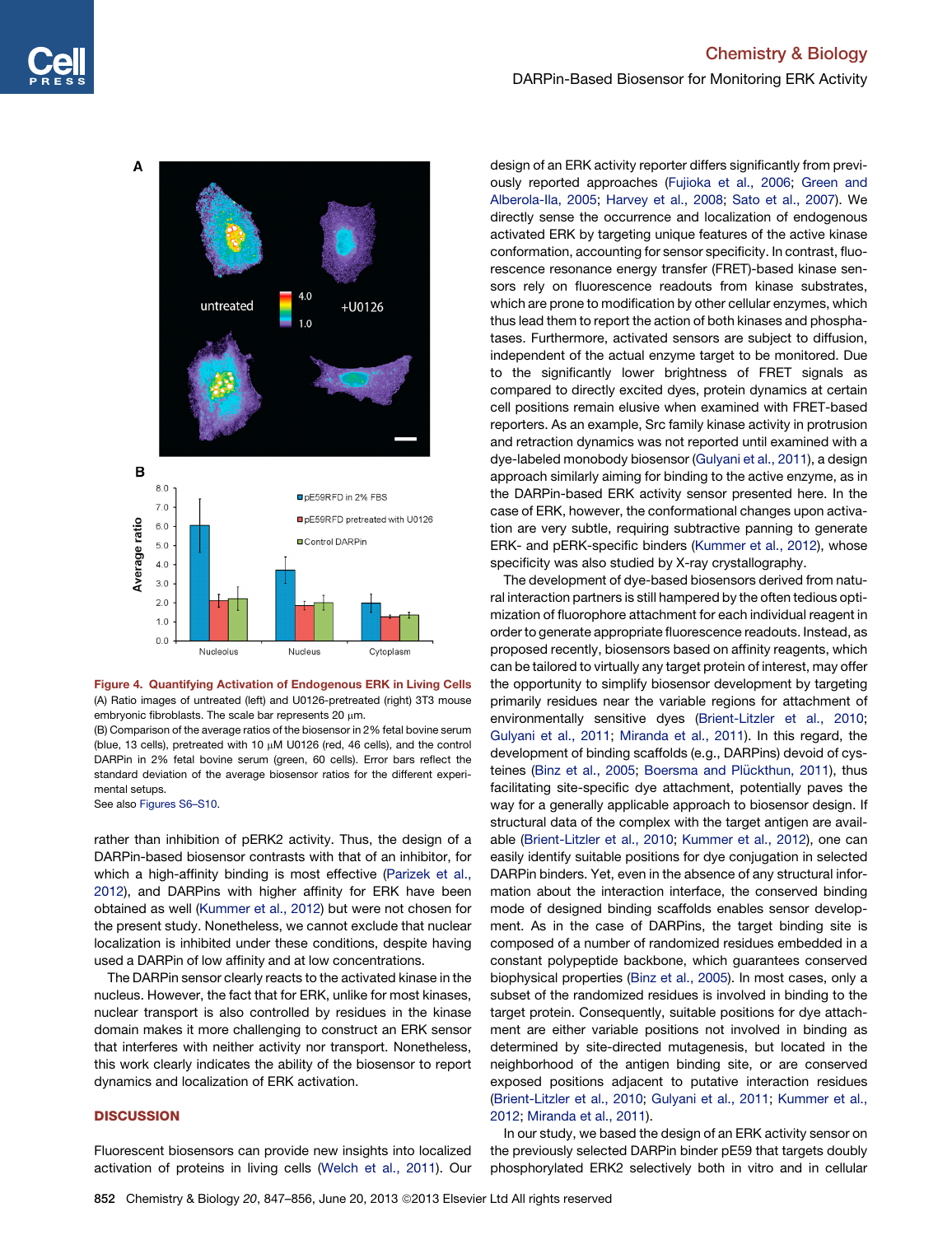**Figure 4. Quantifying Activation of Endogenous ERK in Living Cells**

(A) Ratio images of untreated (left) and U0126-pretreated (right) 3T3 mouse embryonic fibroblasts. The scale bar represents 20 μm.

(B) Comparison of the average ratios of the biosensor in 2% fetal bovine serum (blue, 13 cells), pretreated with 10 μM U0126 (red, 46 cells), and the control DARPin in 2% fetal bovine serum (green, 60 cells). Error bars reflect the standard deviation of the average biosensor ratios for the different experimental setups.

See also Figures S6–S10.

rather than inhibition of pERK2 activity. Thus, the design of a DARPin-based biosensor contrasts with that of an inhibitor, for which a high-affinity binding is most effective (Parizek et al., 2012), and DARPins with higher affinity for ERK have been obtained as well (Kummer et al., 2012) but were not chosen for the present study. Nonetheless, we cannot exclude that nuclear localization is inhibited under these conditions, despite having used a DARPin of low affinity and at low concentrations.

The DARPin sensor clearly reacts to the activated kinase in the nucleus. However, the fact that for ERK, unlike for most kinases, nuclear transport is also controlled by residues in the kinase domain makes it more challenging to construct an ERK sensor that interferes with neither activity nor transport. Nonetheless, this work clearly indicates the ability of the biosensor to report dynamics and localization of ERK activation.

## DISCUSSION

Fluorescent biosensors can provide new insights into localized activation of proteins in living cells (Welch et al., 2011). Our design of an ERK activity reporter differs significantly from previously reported approaches (Fujioka et al., 2006; Green and Alberola-Ila, 2005; Harvey et al., 2008; Sato et al., 2007). We directly sense the occurrence and localization of endogenous activated ERK by targeting unique features of the active kinase conformation, accounting for sensor specificity. In contrast, fluorescence resonance energy transfer (FRET)-based kinase sensors rely on fluorescence readouts from kinase substrates, which are prone to modification by other cellular enzymes, which thus lead them to report the action of both kinases and phosphatases. Furthermore, activated sensors are subject to diffusion, independent of the actual enzyme target to be monitored. Due to the significantly lower brightness of FRET signals as compared to directly excited dyes, protein dynamics at certain cell positions remain elusive when examined with FRET-based reporters. As an example, Src family kinase activity in protrusion and retraction dynamics was not reported until examined with a dye-labeled monobody biosensor (Gulyani et al., 2011), a design approach similarly aiming for binding to the active enzyme, as in the DARPin-based ERK activity sensor presented here. In the case of ERK, however, the conformational changes upon activation are very subtle, requiring subtractive panning to generate ERK- and pERK-specific binders (Kummer et al., 2012), whose specificity was also studied by X-ray crystallography.

The development of dye-based biosensors derived from natural interaction partners is still hampered by the often tedious optimization of fluorophore attachment for each individual reagent in order to generate appropriate fluorescence readouts. Instead, as proposed recently, biosensors based on affinity reagents, which can be tailored to virtually any target protein of interest, may offer the opportunity to simplify biosensor development by targeting primarily residues near the variable regions for attachment of environmentally sensitive dyes (Brient-Litzler et al., 2010; Gulyani et al., 2011; Miranda et al., 2011). In this regard, the development of binding scaffolds (e.g., DARPins) devoid of cysteines (Binz et al., 2005; Boersma and Plückthun, 2011), thus facilitating site-specific dye attachment, potentially paves the way for a generally applicable approach to biosensor design. If structural data of the complex with the target antigen are available (Brient-Litzler et al., 2010; Kummer et al., 2012), one can easily identify suitable positions for dye conjugation in selected DARPin binders. Yet, even in the absence of any structural information about the interaction interface, the conserved binding mode of designed binding scaffolds enables sensor development. As in the case of DARPins, the target binding site is composed of a number of randomized residues embedded in a constant polypeptide backbone, which guarantees conserved biophysical properties (Binz et al., 2005). In most cases, only a subset of the randomized residues is involved in binding to the target protein. Consequently, suitable positions for dye attachment are either variable positions not involved in binding as determined by site-directed mutagenesis, but located in the neighborhood of the antigen binding site, or are conserved exposed positions adjacent to putative interaction residues (Brient-Litzler et al., 2010; Gulyani et al., 2011; Kummer et al., 2012; Miranda et al., 2011).

In our study, we based the design of an ERK activity sensor on the previously selected DARPin binder pE59 that targets doubly phosphorylated ERK2 selectively both in vitro and in cellular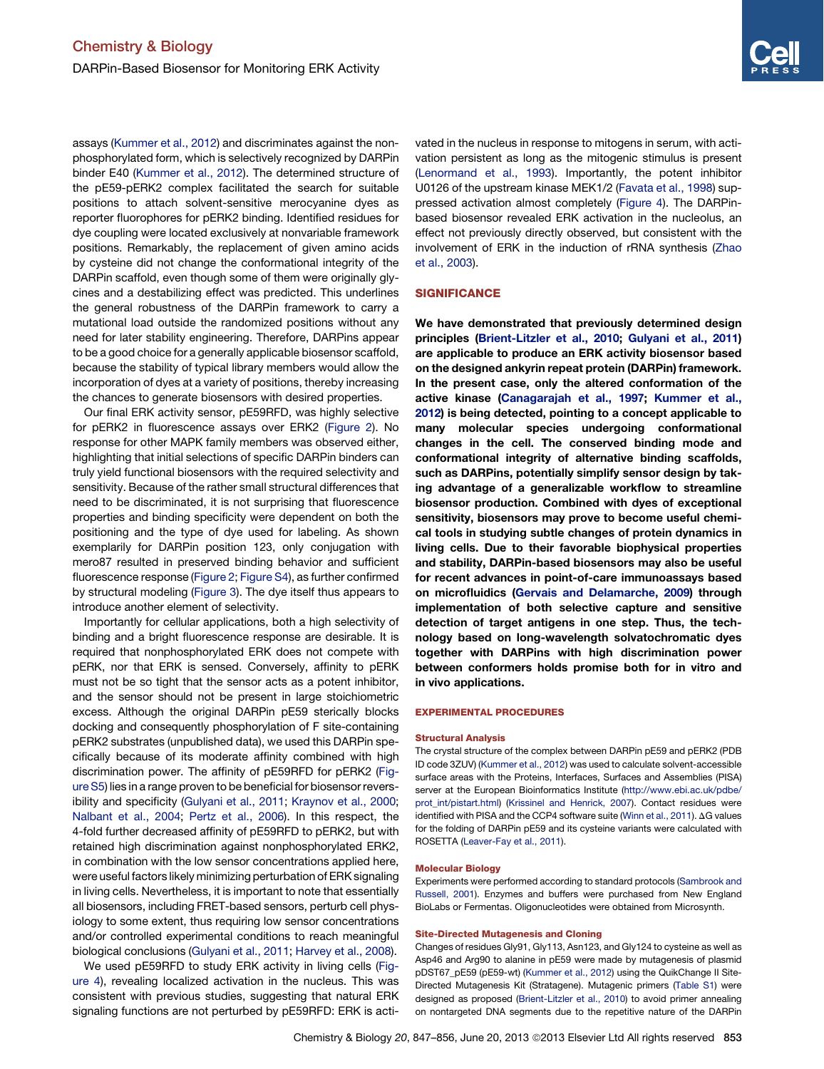assays (Kummer et al., 2012) and discriminates against the nonphosphorylated form, which is selectively recognized by DARPin binder E40 (Kummer et al., 2012). The determined structure of the pE59-pERK2 complex facilitated the search for suitable positions to attach solvent-sensitive merocyanine dyes as reporter fluorophores for pERK2 binding. Identified residues for dye coupling were located exclusively at nonvariable framework positions. Remarkably, the replacement of given amino acids by cysteine did not change the conformational integrity of the DARPin scaffold, even though some of them were originally glycines and a destabilizing effect was predicted. This underlines the general robustness of the DARPin framework to carry a mutational load outside the randomized positions without any need for later stability engineering. Therefore, DARPins appear to be a good choice for a generally applicable biosensor scaffold, because the stability of typical library members would allow the incorporation of dyes at a variety of positions, thereby increasing the chances to generate biosensors with desired properties.

Our final ERK activity sensor, pE59RFD, was highly selective for pERK2 in fluorescence assays over ERK2 (Figure 2). No response for other MAPK family members was observed either, highlighting that initial selections of specific DARPin binders can truly yield functional biosensors with the required selectivity and sensitivity. Because of the rather small structural differences that need to be discriminated, it is not surprising that fluorescence properties and binding specificity were dependent on both the positioning and the type of dye used for labeling. As shown exemplarily for DARPin position 123, only conjugation with mero87 resulted in preserved binding behavior and sufficient fluorescence response (Figure 2; Figure S4), as further confirmed by structural modeling (Figure 3). The dye itself thus appears to introduce another element of selectivity.

Importantly for cellular applications, both a high selectivity of binding and a bright fluorescence response are desirable. It is required that nonphosphorylated ERK does not compete with pERK, nor that ERK is sensed. Conversely, affinity to pERK must not be so tight that the sensor acts as a potent inhibitor, and the sensor should not be present in large stoichiometric excess. Although the original DARPin pE59 sterically blocks docking and consequently phosphorylation of F site-containing pERK2 substrates (unpublished data), we used this DARPin specifically because of its moderate affinity combined with high discrimination power. The affinity of pE59RFD for pERK2 (Figure S5) lies in a range proven to be beneficial for biosensor reversibility and specificity (Gulyani et al., 2011; Kraynov et al., 2000; Nalbant et al., 2004; Pertz et al., 2006). In this respect, the 4-fold further decreased affinity of pE59RFD to pERK2, but with retained high discrimination against nonphosphorylated ERK2, in combination with the low sensor concentrations applied here, were useful factors likely minimizing perturbation of ERK signaling in living cells. Nevertheless, it is important to note that essentially all biosensors, including FRET-based sensors, perturb cell physiology to some extent, thus requiring low sensor concentrations and/or controlled experimental conditions to reach meaningful biological conclusions (Gulyani et al., 2011; Harvey et al., 2008).

We used pE59RFD to study ERK activity in living cells (Figure 4), revealing localized activation in the nucleus. This was consistent with previous studies, suggesting that natural ERK signaling functions are not perturbed by pE59RFD: ERK is activated in the nucleus in response to mitogens in serum, with activation persistent as long as the mitogenic stimulus is present (Lenormand et al., 1993). Importantly, the potent inhibitor U0126 of the upstream kinase MEK1/2 (Favata et al., 1998) suppressed activation almost completely (Figure 4). The DARPin-based biosensor revealed ERK activation in the nucleolus, an effect not previously directly observed, but consistent with the involvement of ERK in the induction of rRNA synthesis (Zhao et al., 2003).

## SIGNIFICANCE

**We have demonstrated that previously determined design principles (Brient-Litzler et al., 2010; Gulyani et al., 2011) are applicable to produce an ERK activity biosensor based on the designed ankyrin repeat protein (DARPin) framework. In the present case, only the altered conformation of the active kinase (Canagarajah et al., 1997; Kummer et al., 2012) is being detected, pointing to a concept applicable to many molecular species undergoing conformational changes in the cell. The conserved binding mode and conformational integrity of alternative binding scaffolds, such as DARPins, potentially simplify sensor design by taking advantage of a generalizable workflow to streamline biosensor production. Combined with dyes of exceptional sensitivity, biosensors may prove to become useful chemical tools in studying subtle changes of protein dynamics in living cells. Due to their favorable biophysical properties and stability, DARPin-based biosensors may also be useful for recent advances in point-of-care immunoassays based on microfluidics (Gervais and Delamarche, 2009) through implementation of both selective capture and sensitive detection of target antigens in one step. Thus, the technology based on long-wavelength solvatochromatic dyes together with DARPins with high discrimination power between conformers holds promise both for in vitro and in vivo applications.**

## EXPERIMENTAL PROCEDURES

### Structural Analysis

The crystal structure of the complex between DARPin pE59 and pERK2 (PDB ID code 3ZUV) (Kummer et al., 2012) was used to calculate solvent-accessible surface areas with the Proteins, Interfaces, Surfaces and Assemblies (PISA) server at the European Bioinformatics Institute (http://www.ebi.ac.uk/pdbe/prot_int/pistart.html) (Krissinel and Henrick, 2007). Contact residues were identified with PISA and the CCP4 software suite (Winn et al., 2011). ΔG values for the folding of DARPin pE59 and its cysteine variants were calculated with ROSETTA (Leaver-Fay et al., 2011).

### Molecular Biology

Experiments were performed according to standard protocols (Sambrook and Russell, 2001). Enzymes and buffers were purchased from New England BioLabs or Fermentas. Oligonucleotides were obtained from Microsynth.

### Site-Directed Mutagenesis and Cloning

Changes of residues Gly91, Gly113, Asn123, and Gly124 to cysteine as well as Asp46 and Arg90 to alanine in pE59 were made by mutagenesis of plasmid pDST67_pE59 (pE59-wt) (Kummer et al., 2012) using the QuikChange II Site-Directed Mutagenesis Kit (Stratagene). Mutagenic primers (Table S1) were designed as proposed (Brient-Litzler et al., 2010) to avoid primer annealing on nontargeted DNA segments due to the repetitive nature of the DARPin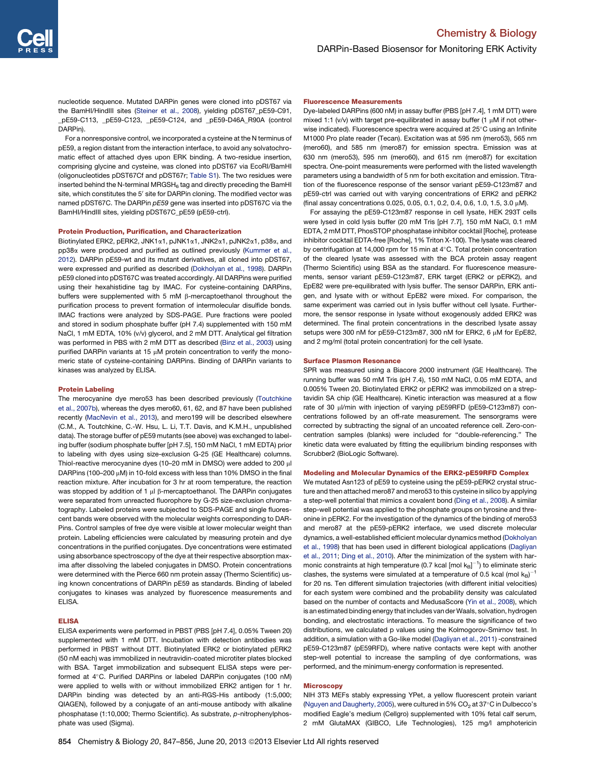nucleotide sequence. Mutated DARPin genes were cloned into pDST67 via the BamHI/HindIII sites (Steiner et al., 2008), yielding pDST67_pE59-C91, _pE59-C113, _pE59-C123, _pE59-C124, and _pE59-D46A_R90A (control DARPin).

For a nonresponsive control, we incorporated a cysteine at the N terminus of pE59, a region distant from the interaction interface, to avoid any solvatochromatic effect of attached dyes upon ERK binding. A two-residue insertion, comprising glycine and cysteine, was cloned into pDST67 via EcoRI/BamHI (oligonucleotides pDST67Cf and pDST67r; Table S1). The two residues were inserted behind the N-terminal MRGSH$_6$ tag and directly preceding the BamHI site, which constitutes the 5′ site for DARPin cloning. The modified vector was named pDST67C. The DARPin *pE59* gene was inserted into pDST67C via the BamHI/HindIII sites, yielding pDST67C_pE59 (pE59-ctrl).

### Protein Production, Purification, and Characterization

Biotinylated ERK2, pERK2, JNK1α1, pJNK1α1, JNK2α1, pJNK2α1, p38α, and pp38α were produced and purified as outlined previously (Kummer et al., 2012). DARPin pE59-wt and its mutant derivatives, all cloned into pDST67, were expressed and purified as described (Dokholyan et al., 1998). DARPin pE59 cloned into pDST67C was treated accordingly. All DARPins were purified using their hexahistidine tag by IMAC. For cysteine-containing DARPins, buffers were supplemented with 5 mM β-mercaptoethanol throughout the purification process to prevent formation of intermolecular disulfide bonds. IMAC fractions were analyzed by SDS-PAGE. Pure fractions were pooled and stored in sodium phosphate buffer (pH 7.4) supplemented with 150 mM NaCl, 1 mM EDTA, 10% (v/v) glycerol, and 2 mM DTT. Analytical gel filtration was performed in PBS with 2 mM DTT as described (Binz et al., 2003) using purified DARPin variants at 15 μM protein concentration to verify the monomeric state of cysteine-containing DARPins. Binding of DARPin variants to kinases was analyzed by ELISA.

### Protein Labeling

The merocyanine dye mero53 has been described previously (Toutchkine et al., 2007b), whereas the dyes mero60, 61, 62, and 87 have been published recently (MacNevin et al., 2013), and mero199 will be described elsewhere (C.M., A. Toutchkine, C.-W. Hsu, L. Li, T.T. Davis, and K.M.H., unpublished data). The storage buffer of pE59 mutants (see above) was exchanged to labeling buffer (sodium phosphate buffer [pH 7.5], 150 mM NaCl, 1 mM EDTA) prior to labeling with dyes using size-exclusion G-25 (GE Healthcare) columns. Thiol-reactive merocyanine dyes (10–20 mM in DMSO) were added to 200 μl DARPins (100–200 μM) in 10-fold excess with less than 10% DMSO in the final reaction mixture. After incubation for 3 hr at room temperature, the reaction was stopped by addition of 1 μl β-mercaptoethanol. The DARPin conjugates were separated from unreacted fluorophore by G-25 size-exclusion chromatography. Labeled proteins were subjected to SDS-PAGE and single fluorescent bands were observed with the molecular weights corresponding to DARPins. Control samples of free dye were visible at lower molecular weight than protein. Labeling efficiencies were calculated by measuring protein and dye concentrations in the purified conjugates. Dye concentrations were estimated using absorbance spectroscopy of the dye at their respective absorption maxima after dissolving the labeled conjugates in DMSO. Protein concentrations were determined with the Pierce 660 nm protein assay (Thermo Scientific) using known concentrations of DARPin pE59 as standards. Binding of labeled conjugates to kinases was analyzed by fluorescence measurements and ELISA.

### ELISA

ELISA experiments were performed in PBST (PBS [pH 7.4], 0.05% Tween 20) supplemented with 1 mM DTT. Incubation with detection antibodies was performed in PBST without DTT. Biotinylated ERK2 or biotinylated pERK2 (50 nM each) was immobilized in neutravidin-coated microtiter plates blocked with BSA. Target immobilization and subsequent ELISA steps were performed at 4°C. Purified DARPins or labeled DARPin conjugates (100 nM) were applied to wells with or without immobilized ERK2 antigen for 1 hr. DARPin binding was detected by an anti-RGS-His antibody (1:5,000; QIAGEN), followed by a conjugate of an anti-mouse antibody with alkaline phosphatase (1:10,000; Thermo Scientific). As substrate, *p*-nitrophenylphosphate was used (Sigma).

### Fluorescence Measurements

Dye-labeled DARPins (600 nM) in assay buffer (PBS [pH 7.4], 1 mM DTT) were mixed 1:1 (v/v) with target pre-equilibrated in assay buffer (1 μM if not otherwise indicated). Fluorescence spectra were acquired at 25°C using an Infinite M1000 Pro plate reader (Tecan). Excitation was at 595 nm (mero53), 565 nm (mero60), and 585 nm (mero87) for emission spectra. Emission was at 630 nm (mero53), 595 nm (mero60), and 615 nm (mero87) for excitation spectra. One-point measurements were performed with the listed wavelength parameters using a bandwidth of 5 nm for both excitation and emission. Titration of the fluorescence response of the sensor variant pE59-C123m87 and pE59-ctrl was carried out with varying concentrations of ERK2 and pERK2 (final assay concentrations 0.025, 0.05, 0.1, 0.2, 0.4, 0.6, 1.0, 1.5, 3.0 μM).

For assaying the pE59-C123m87 response in cell lysate, HEK 293T cells were lysed in cold lysis buffer (20 mM Tris [pH 7.7], 150 mM NaCl, 0.1 mM EDTA, 2 mM DTT, PhosSTOP phosphatase inhibitor cocktail [Roche], protease inhibitor cocktail EDTA-free [Roche], 1% Triton X-100). The lysate was cleared by centrifugation at 14,000 rpm for 15 min at 4°C. Total protein concentration of the cleared lysate was assessed with the BCA protein assay reagent (Thermo Scientific) using BSA as the standard. For fluorescence measurements, sensor variant pE59-C123m87, ERK target (ERK2 or pERK2), and EpE82 were pre-equilibrated with lysis buffer. The sensor DARPin, ERK antigen, and lysate with or without EpE82 were mixed. For comparison, the same experiment was carried out in lysis buffer without cell lysate. Furthermore, the sensor response in lysate without exogenously added ERK2 was determined. The final protein concentrations in the described lysate assay setups were 300 nM for pE59-C123m87, 300 nM for ERK2, 6 μM for EpE82, and 2 mg/ml (total protein concentration) for the cell lysate.

### Surface Plasmon Resonance

SPR was measured using a Biacore 2000 instrument (GE Healthcare). The running buffer was 50 mM Tris (pH 7.4), 150 mM NaCl, 0.05 mM EDTA, and 0.005% Tween 20. Biotinylated ERK2 or pERK2 was immobilized on a streptavidin SA chip (GE Healthcare). Kinetic interaction was measured at a flow rate of 30 μl/min with injection of varying pE59RFD (pE59-C123m87) concentrations followed by an off-rate measurement. The sensorgrams were corrected by subtracting the signal of an uncoated reference cell. Zero-concentration samples (blanks) were included for “double-referencing.” The kinetic data were evaluated by fitting the equilibrium binding responses with Scrubber2 (BioLogic Software).

### Modeling and Molecular Dynamics of the ERK2-pE59RFD Complex

We mutated Asn123 of pE59 to cysteine using the pE59-pERK2 crystal structure and then attached mero87 and mero53 to this cysteine in silico by applying a step-well potential that mimics a covalent bond (Ding et al., 2008). A similar step-well potential was applied to the phosphate groups on tyrosine and threonine in pERK2. For the investigation of the dynamics of the binding of mero53 and mero87 at the pE59-pERK2 interface, we used discrete molecular dynamics, a well-established efficient molecular dynamics method (Dokholyan et al., 1998) that has been used in different biological applications (Dagliyan et al., 2011; Ding et al., 2010). After the minimization of the system with harmonic constraints at high temperature (0.7 kcal [mol $k_B$]$^{-1}$) to eliminate steric clashes, the systems were simulated at a temperature of 0.5 kcal (mol $k_B$)$^{-1}$ for 20 ns. Ten different simulation trajectories (with different initial velocities) for each system were combined and the probability density was calculated based on the number of contacts and MedusaScore (Yin et al., 2008), which is an estimated binding energy that includes van der Waals, solvation, hydrogen bonding, and electrostatic interactions. To measure the significance of two distributions, we calculated p values using the Kolmogorov-Smirnov test. In addition, a simulation with a Go-like model (Dagliyan et al., 2011) -constrained pE59-C123m87 (pE59RFD), where native contacts were kept with another step-well potential to increase the sampling of dye conformations, was performed, and the minimum-energy conformation is represented.

### Microscopy

NIH 3T3 MEFs stably expressing YPet, a yellow fluorescent protein variant (Nguyen and Daugherty, 2005), were cultured in 5% $CO_2$ at 37°C in Dulbecco's modified Eagle's medium (Cellgro) supplemented with 10% fetal calf serum, 2 mM GlutaMAX (GIBCO, Life Technologies), 125 mg/l amphotericin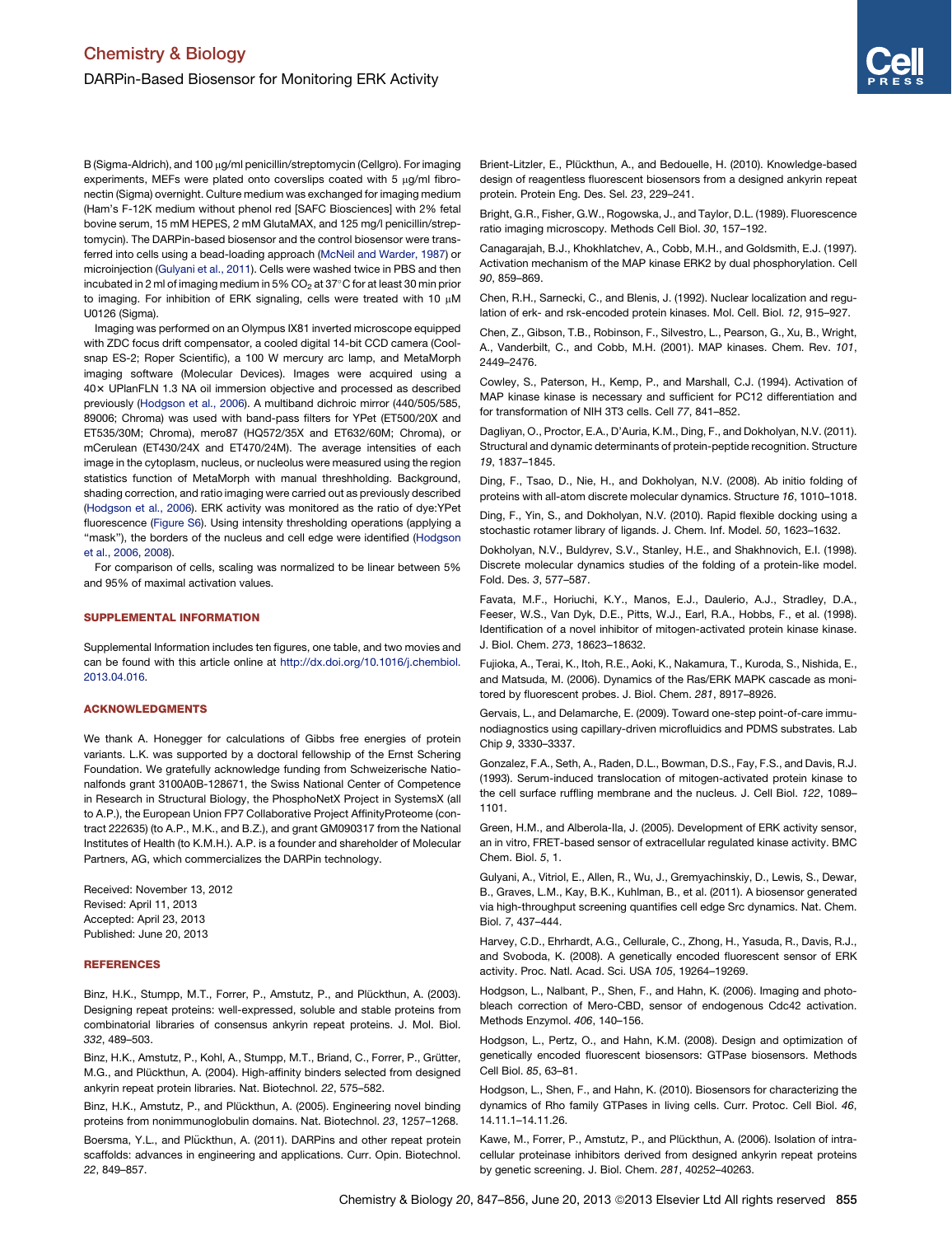B (Sigma-Aldrich), and 100 μg/ml penicillin/streptomycin (Cellgro). For imaging experiments, MEFs were plated onto coverslips coated with 5 μg/ml fibronectin (Sigma) overnight. Culture medium was exchanged for imaging medium (Ham's F-12K medium without phenol red [SAFC Biosciences] with 2% fetal bovine serum, 15 mM HEPES, 2 mM GlutaMAX, and 125 mg/l penicillin/streptomycin). The DARPin-based biosensor and the control biosensor were transferred into cells using a bead-loading approach (McNeil and Warder, 1987) or microinjection (Gulyani et al., 2011). Cells were washed twice in PBS and then incubated in 2 ml of imaging medium in 5% $CO_2$ at 37°C for at least 30 min prior to imaging. For inhibition of ERK signaling, cells were treated with 10 μM U0126 (Sigma).

Imaging was performed on an Olympus IX81 inverted microscope equipped with ZDC focus drift compensator, a cooled digital 14-bit CCD camera (Coolsnap ES-2; Roper Scientific), a 100 W mercury arc lamp, and MetaMorph imaging software (Molecular Devices). Images were acquired using a 40× UPlanFLN 1.3 NA oil immersion objective and processed as described previously (Hodgson et al., 2006). A multiband dichroic mirror (440/505/585, 89006; Chroma) was used with band-pass filters for YPet (ET500/20X and ET535/30M; Chroma), mero87 (HQ572/35X and ET632/60M; Chroma), or mCerulean (ET430/24X and ET470/24M). The average intensities of each image in the cytoplasm, nucleus, or nucleolus were measured using the region statistics function of MetaMorph with manual threshholding. Background, shading correction, and ratio imaging were carried out as previously described (Hodgson et al., 2006). ERK activity was monitored as the ratio of dye:YPet fluorescence (Figure S6). Using intensity thresholding operations (applying a "mask"), the borders of the nucleus and cell edge were identified (Hodgson et al., 2006, 2008).

For comparison of cells, scaling was normalized to be linear between 5% and 95% of maximal activation values.

## SUPPLEMENTAL INFORMATION

Supplemental Information includes ten figures, one table, and two movies and can be found with this article online at http://dx.doi.org/10.1016/j.chembiol.2013.04.016.

## ACKNOWLEDGMENTS

We thank A. Honegger for calculations of Gibbs free energies of protein variants. L.K. was supported by a doctoral fellowship of the Ernst Schering Foundation. We gratefully acknowledge funding from Schweizerische Nationalfonds grant 3100A0B-128671, the Swiss National Center of Competence in Research in Structural Biology, the PhosphoNetX Project in SystemsX (all to A.P.), the European Union FP7 Collaborative Project AffinityProteome (contract 222635) (to A.P., M.K., and B.Z.), and grant GM090317 from the National Institutes of Health (to K.M.H.). A.P. is a founder and shareholder of Molecular Partners, AG, which commercializes the DARPin technology.

Received: November 13, 2012
Revised: April 11, 2013
Accepted: April 23, 2013
Published: June 20, 2013

## REFERENCES

Binz, H.K., Stumpp, M.T., Forrer, P., Amstutz, P., and Plückthun, A. (2003). Designing repeat proteins: well-expressed, soluble and stable proteins from combinatorial libraries of consensus ankyrin repeat proteins. J. Mol. Biol. *332*, 489–503.

Binz, H.K., Amstutz, P., Kohl, A., Stumpp, M.T., Briand, C., Forrer, P., Grütter, M.G., and Plückthun, A. (2004). High-affinity binders selected from designed ankyrin repeat protein libraries. Nat. Biotechnol. *22*, 575–582.

Binz, H.K., Amstutz, P., and Plückthun, A. (2005). Engineering novel binding proteins from nonimmunoglobulin domains. Nat. Biotechnol. *23*, 1257–1268.

Boersma, Y.L., and Plückthun, A. (2011). DARPins and other repeat protein scaffolds: advances in engineering and applications. Curr. Opin. Biotechnol. *22*, 849–857.

Brient-Litzler, E., Plückthun, A., and Bedouelle, H. (2010). Knowledge-based design of reagentless fluorescent biosensors from a designed ankyrin repeat protein. Protein Eng. Des. Sel. *23*, 229–241.

Bright, G.R., Fisher, G.W., Rogowska, J., and Taylor, D.L. (1989). Fluorescence ratio imaging microscopy. Methods Cell Biol. *30*, 157–192.

Canagarajah, B.J., Khokhlatchev, A., Cobb, M.H., and Goldsmith, E.J. (1997). Activation mechanism of the MAP kinase ERK2 by dual phosphorylation. Cell *90*, 859–869.

Chen, R.H., Sarnecki, C., and Blenis, J. (1992). Nuclear localization and regulation of erk- and rsk-encoded protein kinases. Mol. Cell. Biol. *12*, 915–927.

Chen, Z., Gibson, T.B., Robinson, F., Silvestro, L., Pearson, G., Xu, B., Wright, A., Vanderbilt, C., and Cobb, M.H. (2001). MAP kinases. Chem. Rev. *101*, 2449–2476.

Cowley, S., Paterson, H., Kemp, P., and Marshall, C.J. (1994). Activation of MAP kinase kinase is necessary and sufficient for PC12 differentiation and for transformation of NIH 3T3 cells. Cell *77*, 841–852.

Dagliyan, O., Proctor, E.A., D'Auria, K.M., Ding, F., and Dokholyan, N.V. (2011). Structural and dynamic determinants of protein-peptide recognition. Structure *19*, 1837–1845.

Ding, F., Tsao, D., Nie, H., and Dokholyan, N.V. (2008). Ab initio folding of proteins with all-atom discrete molecular dynamics. Structure *16*, 1010–1018.

Ding, F., Yin, S., and Dokholyan, N.V. (2010). Rapid flexible docking using a stochastic rotamer library of ligands. J. Chem. Inf. Model. *50*, 1623–1632.

Dokholyan, N.V., Buldyrev, S.V., Stanley, H.E., and Shakhnovich, E.I. (1998). Discrete molecular dynamics studies of the folding of a protein-like model. Fold. Des. *3*, 577–587.

Favata, M.F., Horiuchi, K.Y., Manos, E.J., Daulerio, A.J., Stradley, D.A., Feeser, W.S., Van Dyk, D.E., Pitts, W.J., Earl, R.A., Hobbs, F., et al. (1998). Identification of a novel inhibitor of mitogen-activated protein kinase kinase. J. Biol. Chem. *273*, 18623–18632.

Fujioka, A., Terai, K., Itoh, R.E., Aoki, K., Nakamura, T., Kuroda, S., Nishida, E., and Matsuda, M. (2006). Dynamics of the Ras/ERK MAPK cascade as monitored by fluorescent probes. J. Biol. Chem. *281*, 8917–8926.

Gervais, L., and Delamarche, E. (2009). Toward one-step point-of-care immunodiagnostics using capillary-driven microfluidics and PDMS substrates. Lab Chip *9*, 3330–3337.

Gonzalez, F.A., Seth, A., Raden, D.L., Bowman, D.S., Fay, F.S., and Davis, R.J. (1993). Serum-induced translocation of mitogen-activated protein kinase to the cell surface ruffling membrane and the nucleus. J. Cell Biol. *122*, 1089–1101.

Green, H.M., and Alberola-Ila, J. (2005). Development of ERK activity sensor, an in vitro, FRET-based sensor of extracellular regulated kinase activity. BMC Chem. Biol. *5*, 1.

Gulyani, A., Vitriol, E., Allen, R., Wu, J., Gremyachinskiy, D., Lewis, S., Dewar, B., Graves, L.M., Kay, B.K., Kuhlman, B., et al. (2011). A biosensor generated via high-throughput screening quantifies cell edge Src dynamics. Nat. Chem. Biol. *7*, 437–444.

Harvey, C.D., Ehrhardt, A.G., Cellurale, C., Zhong, H., Yasuda, R., Davis, R.J., and Svoboda, K. (2008). A genetically encoded fluorescent sensor of ERK activity. Proc. Natl. Acad. Sci. USA *105*, 19264–19269.

Hodgson, L., Nalbant, P., Shen, F., and Hahn, K. (2006). Imaging and photobleach correction of Mero-CBD, sensor of endogenous Cdc42 activation. Methods Enzymol. *406*, 140–156.

Hodgson, L., Pertz, O., and Hahn, K.M. (2008). Design and optimization of genetically encoded fluorescent biosensors: GTPase biosensors. Methods Cell Biol. *85*, 63–81.

Hodgson, L., Shen, F., and Hahn, K. (2010). Biosensors for characterizing the dynamics of Rho family GTPases in living cells. Curr. Protoc. Cell Biol. *46*, 14.11.1–14.11.26.

Kawe, M., Forrer, P., Amstutz, P., and Plückthun, A. (2006). Isolation of intracellular proteinase inhibitors derived from designed ankyrin repeat proteins by genetic screening. J. Biol. Chem. *281*, 40252–40263.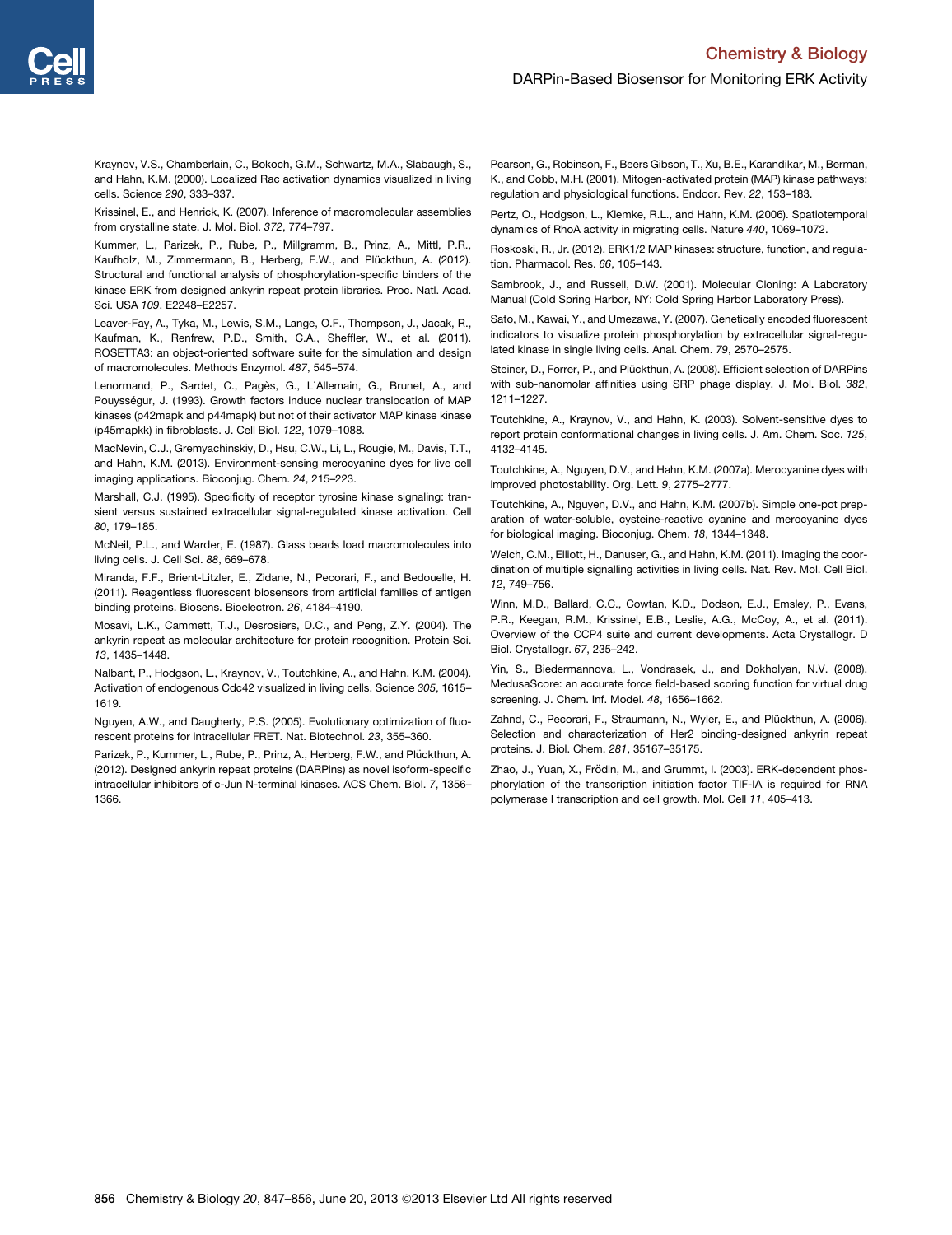Kraynov, V.S., Chamberlain, C., Bokoch, G.M., Schwartz, M.A., Slabaugh, S., and Hahn, K.M. (2000). Localized Rac activation dynamics visualized in living cells. Science *290*, 333–337.

Krissinel, E., and Henrick, K. (2007). Inference of macromolecular assemblies from crystalline state. J. Mol. Biol. *372*, 774–797.

Kummer, L., Parizek, P., Rube, P., Millgramm, B., Prinz, A., Mittl, P.R., Kaufholz, M., Zimmermann, B., Herberg, F.W., and Plückthun, A. (2012). Structural and functional analysis of phosphorylation-specific binders of the kinase ERK from designed ankyrin repeat protein libraries. Proc. Natl. Acad. Sci. USA *109*, E2248–E2257.

Leaver-Fay, A., Tyka, M., Lewis, S.M., Lange, O.F., Thompson, J., Jacak, R., Kaufman, K., Renfrew, P.D., Smith, C.A., Sheffler, W., et al. (2011). ROSETTA3: an object-oriented software suite for the simulation and design of macromolecules. Methods Enzymol. *487*, 545–574.

Lenormand, P., Sardet, C., Pagès, G., L'Allemain, G., Brunet, A., and Pouysségur, J. (1993). Growth factors induce nuclear translocation of MAP kinases (p42mapk and p44mapk) but not of their activator MAP kinase kinase (p45mapkk) in fibroblasts. J. Cell Biol. *122*, 1079–1088.

MacNevin, C.J., Gremyachinskiy, D., Hsu, C.W., Li, L., Rougie, M., Davis, T.T., and Hahn, K.M. (2013). Environment-sensing merocyanine dyes for live cell imaging applications. Bioconjug. Chem. *24*, 215–223.

Marshall, C.J. (1995). Specificity of receptor tyrosine kinase signaling: transient versus sustained extracellular signal-regulated kinase activation. Cell *80*, 179–185.

McNeil, P.L., and Warder, E. (1987). Glass beads load macromolecules into living cells. J. Cell Sci. *88*, 669–678.

Miranda, F.F., Brient-Litzler, E., Zidane, N., Pecorari, F., and Bedouelle, H. (2011). Reagentless fluorescent biosensors from artificial families of antigen binding proteins. Biosens. Bioelectron. *26*, 4184–4190.

Mosavi, L.K., Cammett, T.J., Desrosiers, D.C., and Peng, Z.Y. (2004). The ankyrin repeat as molecular architecture for protein recognition. Protein Sci. *13*, 1435–1448.

Nalbant, P., Hodgson, L., Kraynov, V., Toutchkine, A., and Hahn, K.M. (2004). Activation of endogenous Cdc42 visualized in living cells. Science *305*, 1615–1619.

Nguyen, A.W., and Daugherty, P.S. (2005). Evolutionary optimization of fluorescent proteins for intracellular FRET. Nat. Biotechnol. *23*, 355–360.

Parizek, P., Kummer, L., Rube, P., Prinz, A., Herberg, F.W., and Plückthun, A. (2012). Designed ankyrin repeat proteins (DARPins) as novel isoform-specific intracellular inhibitors of c-Jun N-terminal kinases. ACS Chem. Biol. *7*, 1356–1366.

Pearson, G., Robinson, F., Beers Gibson, T., Xu, B.E., Karandikar, M., Berman, K., and Cobb, M.H. (2001). Mitogen-activated protein (MAP) kinase pathways: regulation and physiological functions. Endocr. Rev. *22*, 153–183.

Pertz, O., Hodgson, L., Klemke, R.L., and Hahn, K.M. (2006). Spatiotemporal dynamics of RhoA activity in migrating cells. Nature *440*, 1069–1072.

Roskoski, R., Jr. (2012). ERK1/2 MAP kinases: structure, function, and regulation. Pharmacol. Res. *66*, 105–143.

Sambrook, J., and Russell, D.W. (2001). Molecular Cloning: A Laboratory Manual (Cold Spring Harbor, NY: Cold Spring Harbor Laboratory Press).

Sato, M., Kawai, Y., and Umezawa, Y. (2007). Genetically encoded fluorescent indicators to visualize protein phosphorylation by extracellular signal-regulated kinase in single living cells. Anal. Chem. *79*, 2570–2575.

Steiner, D., Forrer, P., and Plückthun, A. (2008). Efficient selection of DARPins with sub-nanomolar affinities using SRP phage display. J. Mol. Biol. *382*, 1211–1227.

Toutchkine, A., Kraynov, V., and Hahn, K. (2003). Solvent-sensitive dyes to report protein conformational changes in living cells. J. Am. Chem. Soc. *125*, 4132–4145.

Toutchkine, A., Nguyen, D.V., and Hahn, K.M. (2007a). Merocyanine dyes with improved photostability. Org. Lett. *9*, 2775–2777.

Toutchkine, A., Nguyen, D.V., and Hahn, K.M. (2007b). Simple one-pot preparation of water-soluble, cysteine-reactive cyanine and merocyanine dyes for biological imaging. Bioconjug. Chem. *18*, 1344–1348.

Welch, C.M., Elliott, H., Danuser, G., and Hahn, K.M. (2011). Imaging the coordination of multiple signalling activities in living cells. Nat. Rev. Mol. Cell Biol. *12*, 749–756.

Winn, M.D., Ballard, C.C., Cowtan, K.D., Dodson, E.J., Emsley, P., Evans, P.R., Keegan, R.M., Krissinel, E.B., Leslie, A.G., McCoy, A., et al. (2011). Overview of the CCP4 suite and current developments. Acta Crystallogr. D Biol. Crystallogr. *67*, 235–242.

Yin, S., Biedermannova, L., Vondrasek, J., and Dokholyan, N.V. (2008). MedusaScore: an accurate force field-based scoring function for virtual drug screening. J. Chem. Inf. Model. *48*, 1656–1662.

Zahnd, C., Pecorari, F., Straumann, N., Wyler, E., and Plückthun, A. (2006). Selection and characterization of Her2 binding-designed ankyrin repeat proteins. J. Biol. Chem. *281*, 35167–35175.

Zhao, J., Yuan, X., Frödin, M., and Grummt, I. (2003). ERK-dependent phosphorylation of the transcription initiation factor TIF-IA is required for RNA polymerase I transcription and cell growth. Mol. Cell *11*, 405–413.